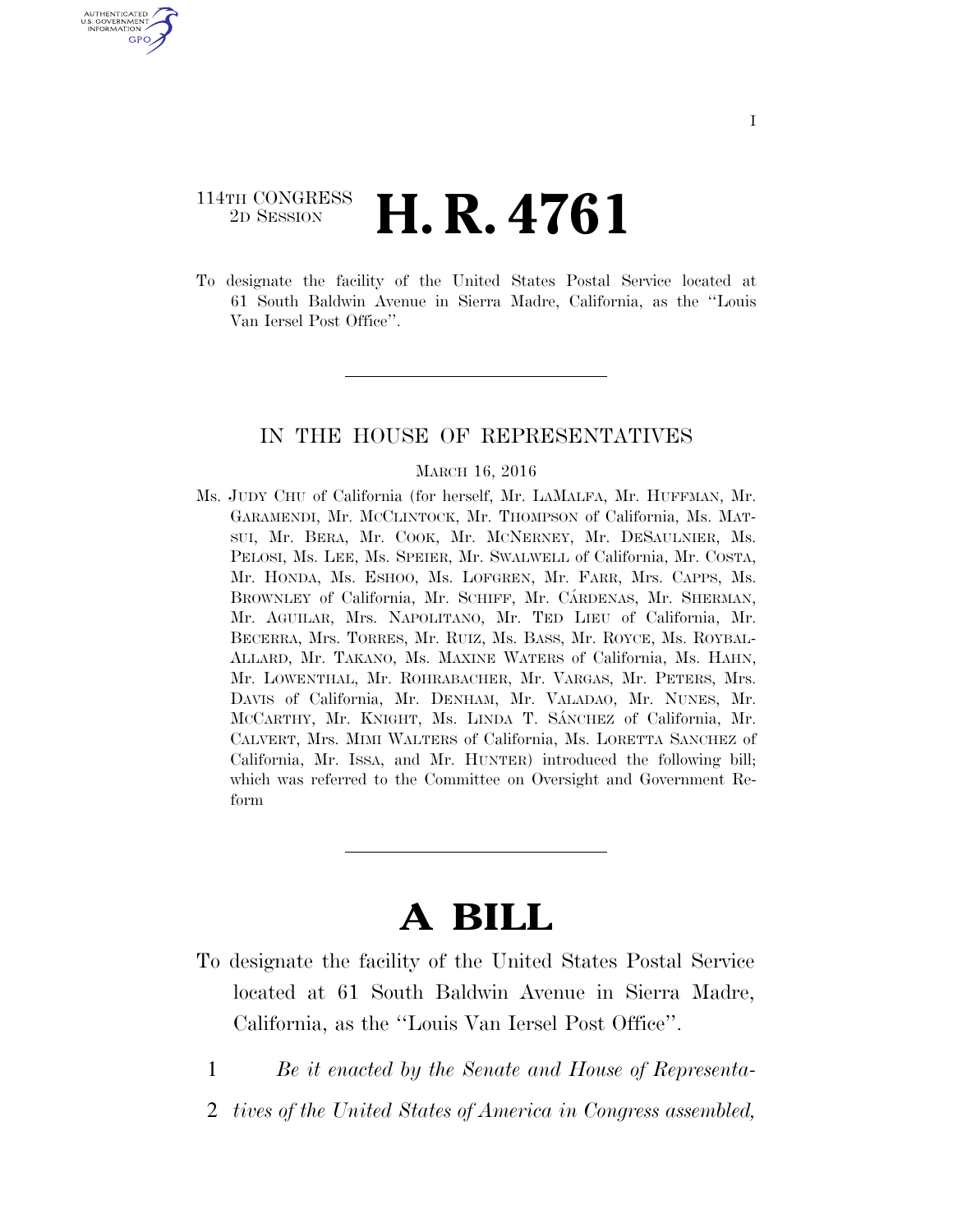114TH CONGRESS
2D SESSION

# H. R. 4761

To designate the facility of the United States Postal Service located at 61 South Baldwin Avenue in Sierra Madre, California, as the ''Louis Van Iersel Post Office''.

IN THE HOUSE OF REPRESENTATIVES

MARCH 16, 2016

Ms. JUDY CHU of California (for herself, Mr. LAMALFA, Mr. HUFFMAN, Mr. GARAMENDI, Mr. MCCLINTOCK, Mr. THOMPSON of California, Ms. MATSUI, Mr. BERA, Mr. COOK, Mr. MCNERNEY, Mr. DESAULNIER, Ms. PELOSI, Ms. LEE, Ms. SPEIER, Mr. SWALWELL of California, Mr. COSTA, Mr. HONDA, Ms. ESHOO, Ms. LOFGREN, Mr. FARR, Mrs. CAPPS, Ms. BROWNLEY of California, Mr. SCHIFF, Mr. CÁRDENAS, Mr. SHERMAN, Mr. AGUILAR, Mrs. NAPOLITANO, Mr. TED LIEU of California, Mr. BECERRA, Mrs. TORRES, Mr. RUIZ, Ms. BASS, Mr. ROYCE, Ms. ROYBAL-ALLARD, Mr. TAKANO, Ms. MAXINE WATERS of California, Ms. HAHN, Mr. LOWENTHAL, Mr. ROHRABACHER, Mr. VARGAS, Mr. PETERS, Mrs. DAVIS of California, Mr. DENHAM, Mr. VALADAO, Mr. NUNES, Mr. MCCARTHY, Mr. KNIGHT, Ms. LINDA T. SÁNCHEZ of California, Mr. CALVERT, Mrs. MIMI WALTERS of California, Ms. LORETTA SANCHEZ of California, Mr. ISSA, and Mr. HUNTER) introduced the following bill; which was referred to the Committee on Oversight and Government Reform

# A BILL

To designate the facility of the United States Postal Service located at 61 South Baldwin Avenue in Sierra Madre, California, as the ''Louis Van Iersel Post Office''.

1 *Be it enacted by the Senate and House of Representa-*
2 *tives of the United States of America in Congress assembled,*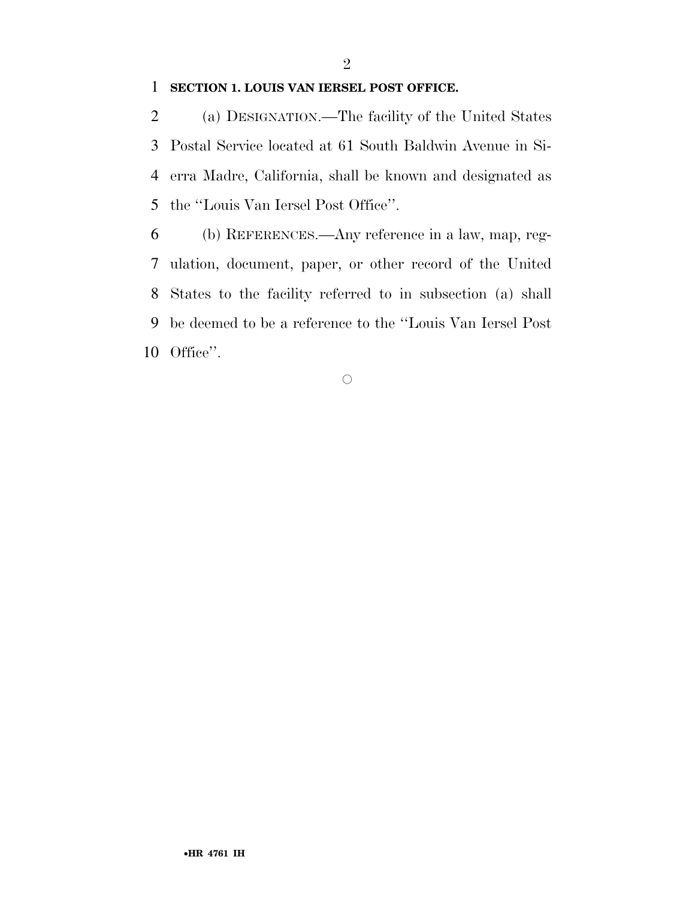**SECTION 1. LOUIS VAN IERSEL POST OFFICE.**

(a) DESIGNATION.—The facility of the United States Postal Service located at 61 South Baldwin Avenue in Sierra Madre, California, shall be known and designated as the ''Louis Van Iersel Post Office''.

(b) REFERENCES.—Any reference in a law, map, regulation, document, paper, or other record of the United States to the facility referred to in subsection (a) shall be deemed to be a reference to the ''Louis Van Iersel Post Office''.

○